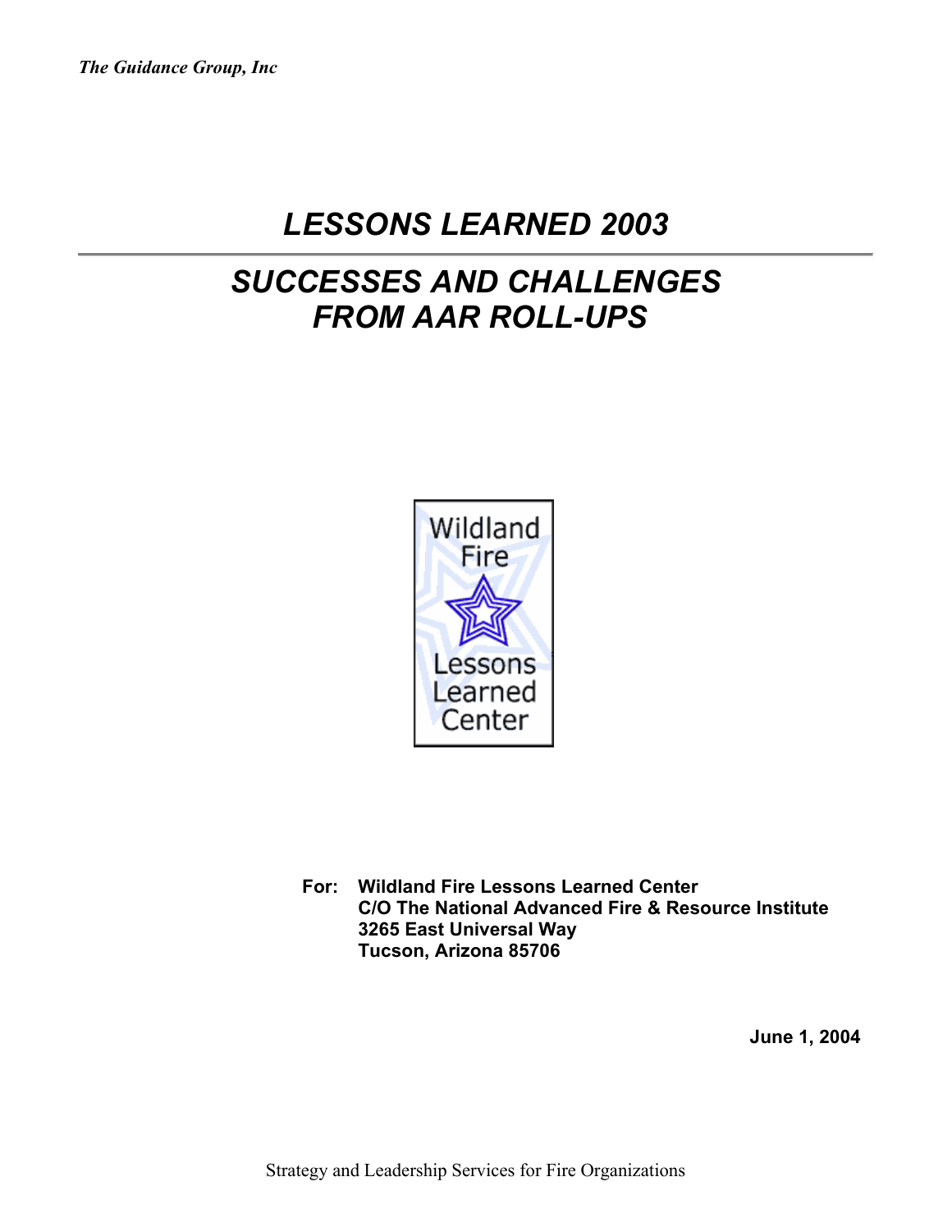*The Guidance Group, Inc*

# *LESSONS LEARNED 2003*

## *SUCCESSES AND CHALLENGES FROM AAR ROLL-UPS*

Wildland Fire Lessons Learned Center

**For: Wildland Fire Lessons Learned Center**
**C/O The National Advanced Fire & Resource Institute**
**3265 East Universal Way**
**Tucson, Arizona 85706**

**June 1, 2004**

Strategy and Leadership Services for Fire Organizations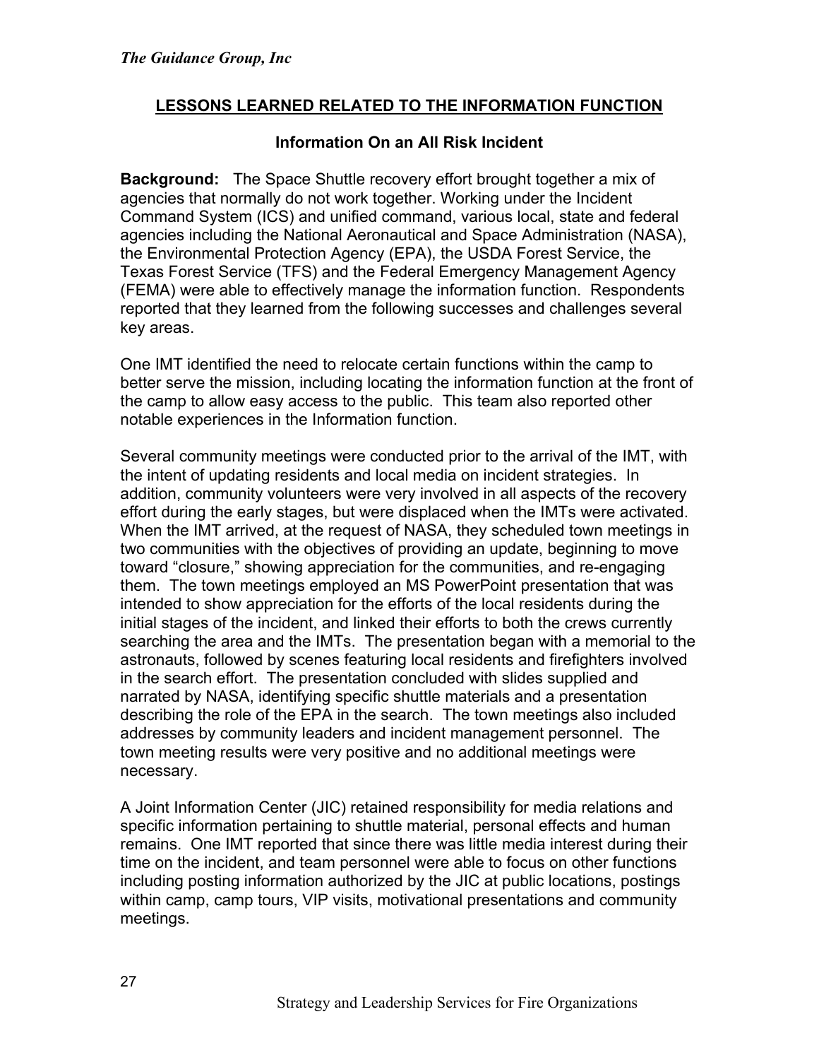## LESSONS LEARNED RELATED TO THE INFORMATION FUNCTION

### Information On an All Risk Incident

**Background:** The Space Shuttle recovery effort brought together a mix of agencies that normally do not work together. Working under the Incident Command System (ICS) and unified command, various local, state and federal agencies including the National Aeronautical and Space Administration (NASA), the Environmental Protection Agency (EPA), the USDA Forest Service, the Texas Forest Service (TFS) and the Federal Emergency Management Agency (FEMA) were able to effectively manage the information function. Respondents reported that they learned from the following successes and challenges several key areas.

One IMT identified the need to relocate certain functions within the camp to better serve the mission, including locating the information function at the front of the camp to allow easy access to the public. This team also reported other notable experiences in the Information function.

Several community meetings were conducted prior to the arrival of the IMT, with the intent of updating residents and local media on incident strategies. In addition, community volunteers were very involved in all aspects of the recovery effort during the early stages, but were displaced when the IMTs were activated. When the IMT arrived, at the request of NASA, they scheduled town meetings in two communities with the objectives of providing an update, beginning to move toward "closure," showing appreciation for the communities, and re-engaging them. The town meetings employed an MS PowerPoint presentation that was intended to show appreciation for the efforts of the local residents during the initial stages of the incident, and linked their efforts to both the crews currently searching the area and the IMTs. The presentation began with a memorial to the astronauts, followed by scenes featuring local residents and firefighters involved in the search effort. The presentation concluded with slides supplied and narrated by NASA, identifying specific shuttle materials and a presentation describing the role of the EPA in the search. The town meetings also included addresses by community leaders and incident management personnel. The town meeting results were very positive and no additional meetings were necessary.

A Joint Information Center (JIC) retained responsibility for media relations and specific information pertaining to shuttle material, personal effects and human remains. One IMT reported that since there was little media interest during their time on the incident, and team personnel were able to focus on other functions including posting information authorized by the JIC at public locations, postings within camp, camp tours, VIP visits, motivational presentations and community meetings.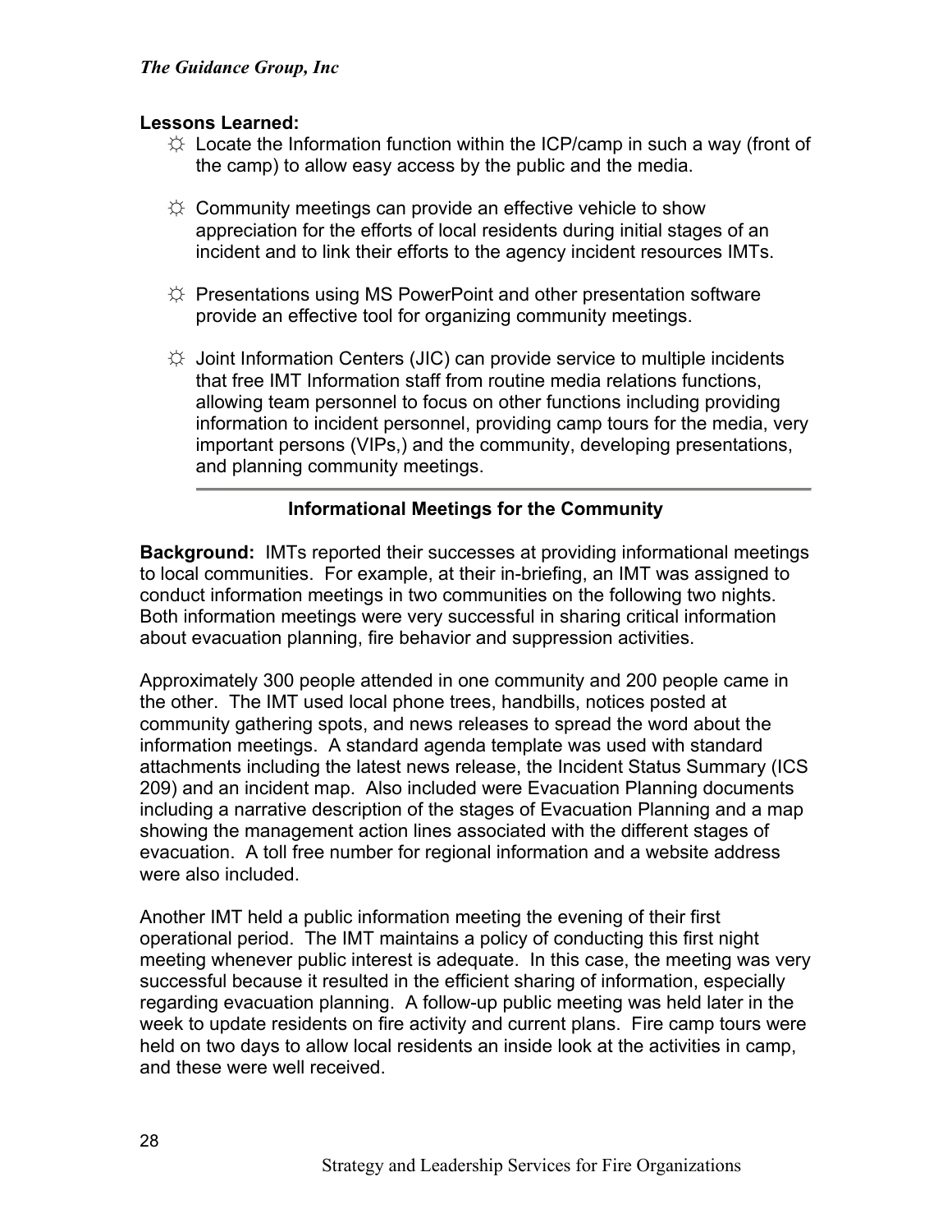**Lessons Learned:**

- ☼ Locate the Information function within the ICP/camp in such a way (front of the camp) to allow easy access by the public and the media.
- ☼ Community meetings can provide an effective vehicle to show appreciation for the efforts of local residents during initial stages of an incident and to link their efforts to the agency incident resources IMTs.
- ☼ Presentations using MS PowerPoint and other presentation software provide an effective tool for organizing community meetings.
- ☼ Joint Information Centers (JIC) can provide service to multiple incidents that free IMT Information staff from routine media relations functions, allowing team personnel to focus on other functions including providing information to incident personnel, providing camp tours for the media, very important persons (VIPs,) and the community, developing presentations, and planning community meetings.

---

**Informational Meetings for the Community**

**Background:** IMTs reported their successes at providing informational meetings to local communities. For example, at their in-briefing, an IMT was assigned to conduct information meetings in two communities on the following two nights. Both information meetings were very successful in sharing critical information about evacuation planning, fire behavior and suppression activities.

Approximately 300 people attended in one community and 200 people came in the other. The IMT used local phone trees, handbills, notices posted at community gathering spots, and news releases to spread the word about the information meetings. A standard agenda template was used with standard attachments including the latest news release, the Incident Status Summary (ICS 209) and an incident map. Also included were Evacuation Planning documents including a narrative description of the stages of Evacuation Planning and a map showing the management action lines associated with the different stages of evacuation. A toll free number for regional information and a website address were also included.

Another IMT held a public information meeting the evening of their first operational period. The IMT maintains a policy of conducting this first night meeting whenever public interest is adequate. In this case, the meeting was very successful because it resulted in the efficient sharing of information, especially regarding evacuation planning. A follow-up public meeting was held later in the week to update residents on fire activity and current plans. Fire camp tours were held on two days to allow local residents an inside look at the activities in camp, and these were well received.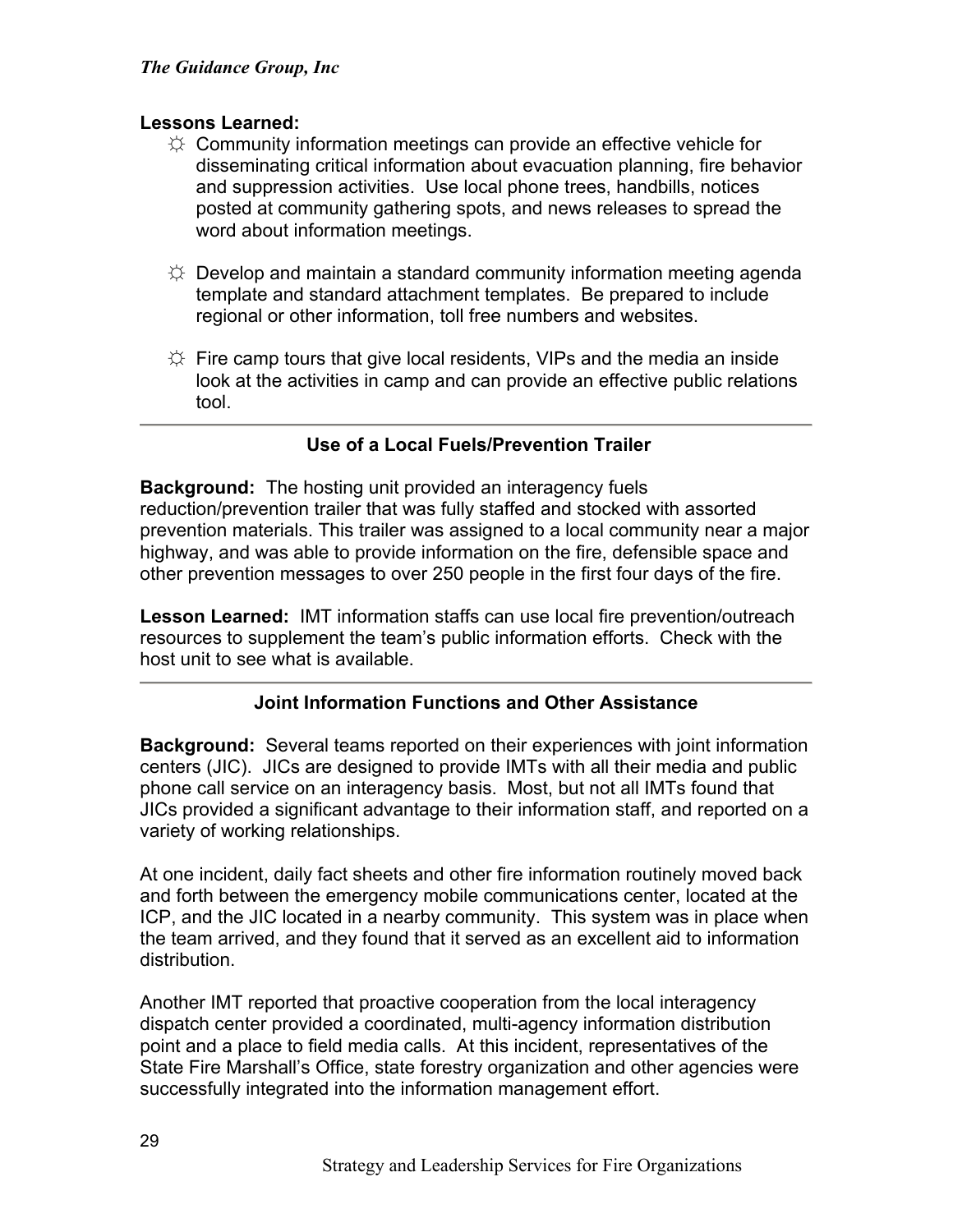**Lessons Learned:**

- ☼ Community information meetings can provide an effective vehicle for disseminating critical information about evacuation planning, fire behavior and suppression activities. Use local phone trees, handbills, notices posted at community gathering spots, and news releases to spread the word about information meetings.

- ☼ Develop and maintain a standard community information meeting agenda template and standard attachment templates. Be prepared to include regional or other information, toll free numbers and websites.

- ☼ Fire camp tours that give local residents, VIPs and the media an inside look at the activities in camp and can provide an effective public relations tool.

---

### Use of a Local Fuels/Prevention Trailer

**Background:** The hosting unit provided an interagency fuels reduction/prevention trailer that was fully staffed and stocked with assorted prevention materials. This trailer was assigned to a local community near a major highway, and was able to provide information on the fire, defensible space and other prevention messages to over 250 people in the first four days of the fire.

**Lesson Learned:** IMT information staffs can use local fire prevention/outreach resources to supplement the team's public information efforts. Check with the host unit to see what is available.

---

### Joint Information Functions and Other Assistance

**Background:** Several teams reported on their experiences with joint information centers (JIC). JICs are designed to provide IMTs with all their media and public phone call service on an interagency basis. Most, but not all IMTs found that JICs provided a significant advantage to their information staff, and reported on a variety of working relationships.

At one incident, daily fact sheets and other fire information routinely moved back and forth between the emergency mobile communications center, located at the ICP, and the JIC located in a nearby community. This system was in place when the team arrived, and they found that it served as an excellent aid to information distribution.

Another IMT reported that proactive cooperation from the local interagency dispatch center provided a coordinated, multi-agency information distribution point and a place to field media calls. At this incident, representatives of the State Fire Marshall's Office, state forestry organization and other agencies were successfully integrated into the information management effort.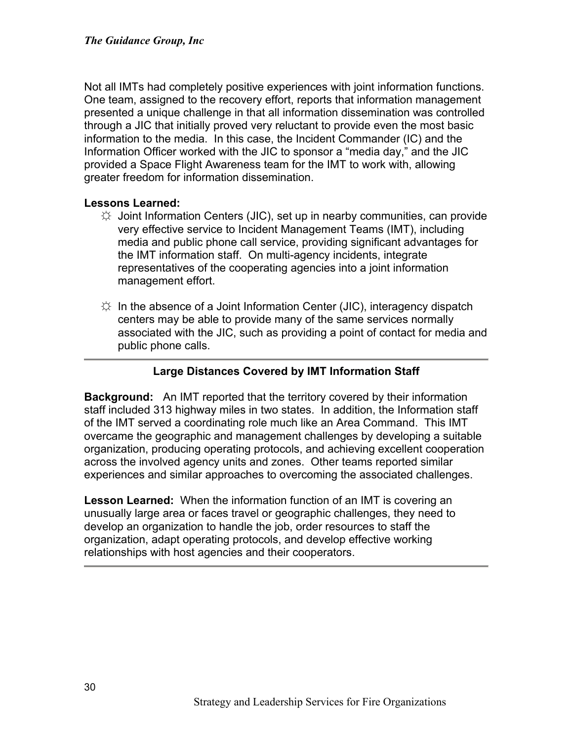Not all IMTs had completely positive experiences with joint information functions. One team, assigned to the recovery effort, reports that information management presented a unique challenge in that all information dissemination was controlled through a JIC that initially proved very reluctant to provide even the most basic information to the media. In this case, the Incident Commander (IC) and the Information Officer worked with the JIC to sponsor a “media day,” and the JIC provided a Space Flight Awareness team for the IMT to work with, allowing greater freedom for information dissemination.

**Lessons Learned:**

- ☼ Joint Information Centers (JIC), set up in nearby communities, can provide very effective service to Incident Management Teams (IMT), including media and public phone call service, providing significant advantages for the IMT information staff. On multi-agency incidents, integrate representatives of the cooperating agencies into a joint information management effort.

- ☼ In the absence of a Joint Information Center (JIC), interagency dispatch centers may be able to provide many of the same services normally associated with the JIC, such as providing a point of contact for media and public phone calls.

---

### Large Distances Covered by IMT Information Staff

**Background:** An IMT reported that the territory covered by their information staff included 313 highway miles in two states. In addition, the Information staff of the IMT served a coordinating role much like an Area Command. This IMT overcame the geographic and management challenges by developing a suitable organization, producing operating protocols, and achieving excellent cooperation across the involved agency units and zones. Other teams reported similar experiences and similar approaches to overcoming the associated challenges.

**Lesson Learned:** When the information function of an IMT is covering an unusually large area or faces travel or geographic challenges, they need to develop an organization to handle the job, order resources to staff the organization, adapt operating protocols, and develop effective working relationships with host agencies and their cooperators.

---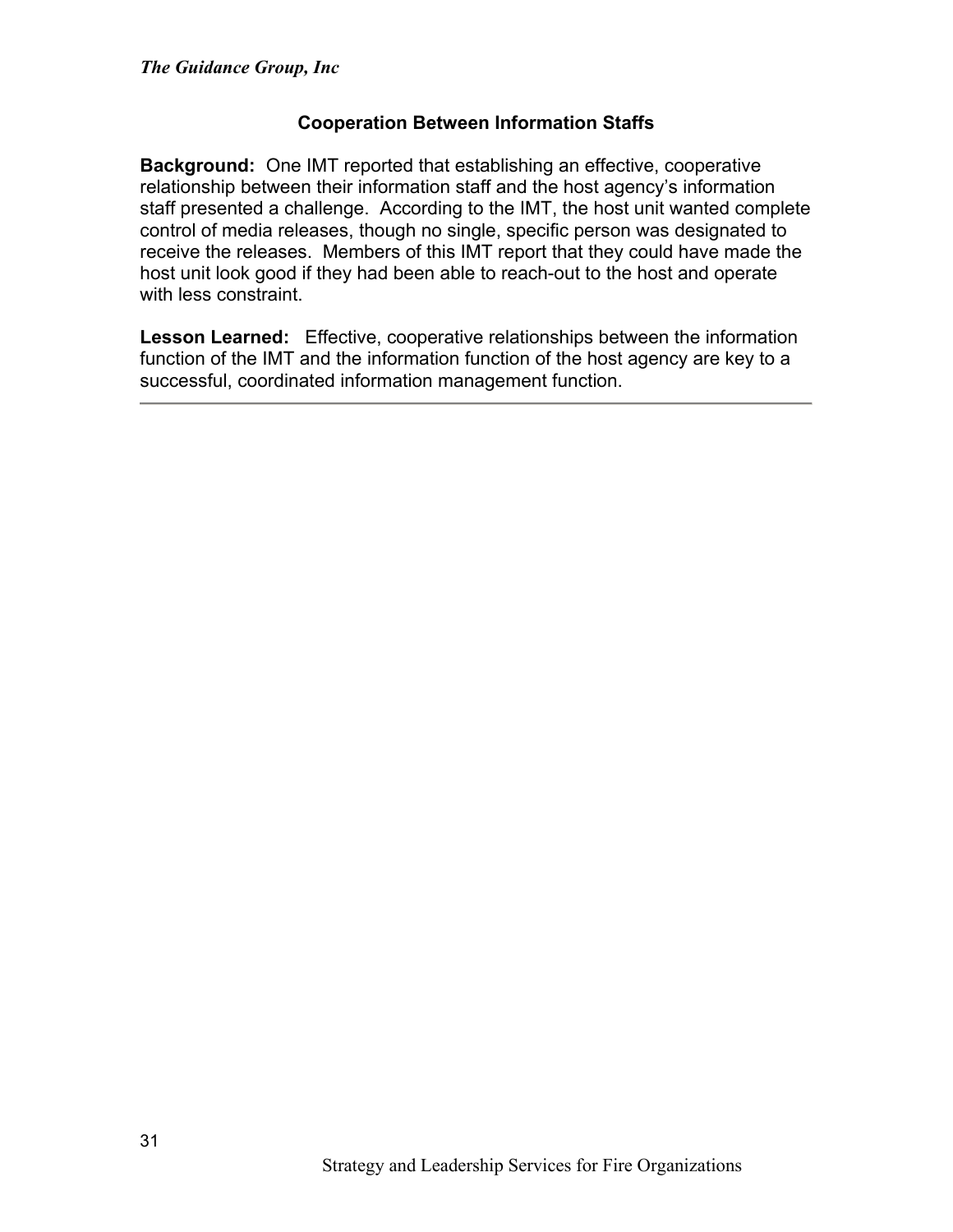### Cooperation Between Information Staffs

**Background:** One IMT reported that establishing an effective, cooperative relationship between their information staff and the host agency's information staff presented a challenge. According to the IMT, the host unit wanted complete control of media releases, though no single, specific person was designated to receive the releases. Members of this IMT report that they could have made the host unit look good if they had been able to reach-out to the host and operate with less constraint.

**Lesson Learned:** Effective, cooperative relationships between the information function of the IMT and the information function of the host agency are key to a successful, coordinated information management function.

---